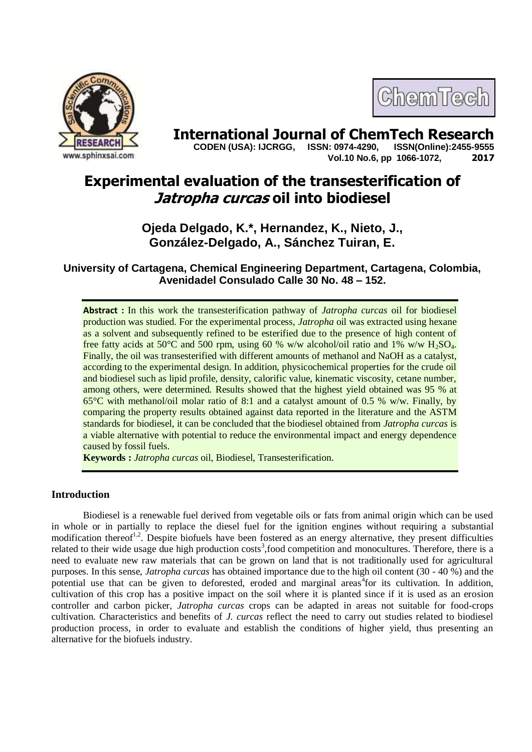# International Journal of ChemTech Research

**CODEN (USA): IJCRGG, ISSN: 0974-4290, ISSN(Online):2455-9555**
**Vol.10 No.6, pp 1066-1072, 2017**

# Experimental evaluation of the transesterification of *Jatropha curcas* oil into biodiesel

**Ojeda Delgado, K.\*, Hernandez, K., Nieto, J., González-Delgado, A., Sánchez Tuiran, E.**

**University of Cartagena, Chemical Engineering Department, Cartagena, Colombia, Avenidadel Consulado Calle 30 No. 48 – 152.**

**Abstract :** In this work the transesterification pathway of *Jatropha curcas* oil for biodiesel production was studied. For the experimental process, *Jatropha* oil was extracted using hexane as a solvent and subsequently refined to be esterified due to the presence of high content of free fatty acids at 50°C and 500 rpm, using 60 % w/w alcohol/oil ratio and 1% w/w $H_2SO_4$. Finally, the oil was transesterified with different amounts of methanol and NaOH as a catalyst, according to the experimental design. In addition, physicochemical properties for the crude oil and biodiesel such as lipid profile, density, calorific value, kinematic viscosity, cetane number, among others, were determined. Results showed that the highest yield obtained was 95 % at 65°C with methanol/oil molar ratio of 8:1 and a catalyst amount of 0.5 % w/w. Finally, by comparing the property results obtained against data reported in the literature and the ASTM standards for biodiesel, it can be concluded that the biodiesel obtained from *Jatropha curcas* is a viable alternative with potential to reduce the environmental impact and energy dependence caused by fossil fuels.

**Keywords :** *Jatropha curcas* oil, Biodiesel, Transesterification.

## Introduction

Biodiesel is a renewable fuel derived from vegetable oils or fats from animal origin which can be used in whole or in partially to replace the diesel fuel for the ignition engines without requiring a substantial modification thereof[1,2]. Despite biofuels have been fostered as an energy alternative, they present difficulties related to their wide usage due high production costs[3],food competition and monocultures. Therefore, there is a need to evaluate new raw materials that can be grown on land that is not traditionally used for agricultural purposes. In this sense, *Jatropha curcas* has obtained importance due to the high oil content (30 - 40 %) and the potential use that can be given to deforested, eroded and marginal areas[4]for its cultivation. In addition, cultivation of this crop has a positive impact on the soil where it is planted since if it is used as an erosion controller and carbon picker, *Jatropha curcas* crops can be adapted in areas not suitable for food-crops cultivation. Characteristics and benefits of *J. curcas* reflect the need to carry out studies related to biodiesel production process, in order to evaluate and establish the conditions of higher yield, thus presenting an alternative for the biofuels industry.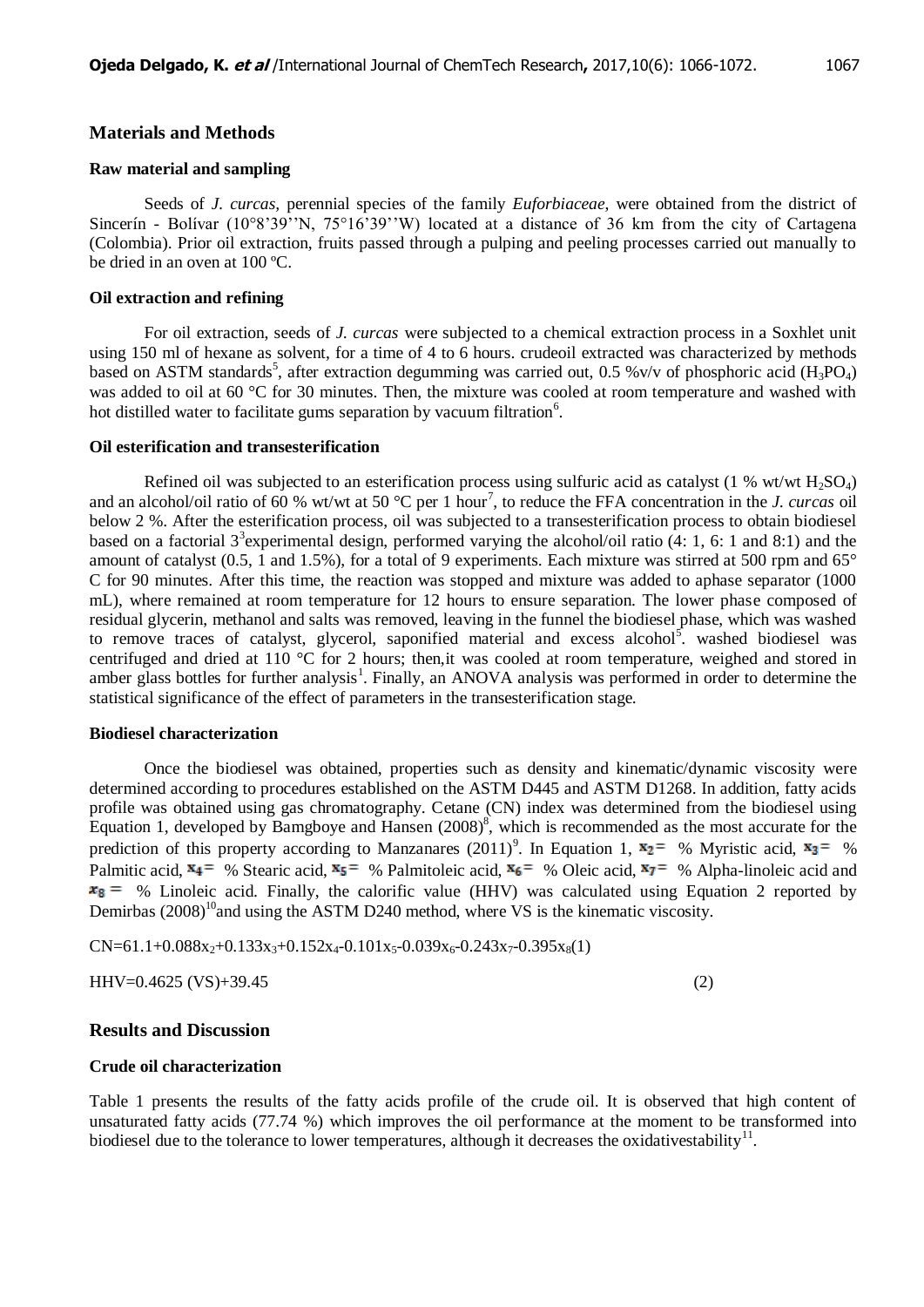## Materials and Methods

### Raw material and sampling

Seeds of *J. curcas*, perennial species of the family *Euforbiaceae*, were obtained from the district of Sincerín - Bolívar (10°8'39''N, 75°16'39''W) located at a distance of 36 km from the city of Cartagena (Colombia). Prior oil extraction, fruits passed through a pulping and peeling processes carried out manually to be dried in an oven at 100 ºC.

### Oil extraction and refining

For oil extraction, seeds of *J. curcas* were subjected to a chemical extraction process in a Soxhlet unit using 150 ml of hexane as solvent, for a time of 4 to 6 hours. crudeoil extracted was characterized by methods based on ASTM standards[5], after extraction degumming was carried out, 0.5 %v/v of phosphoric acid ($H_3PO_4$) was added to oil at 60 °C for 30 minutes. Then, the mixture was cooled at room temperature and washed with hot distilled water to facilitate gums separation by vacuum filtration[6].

### Oil esterification and transesterification

Refined oil was subjected to an esterification process using sulfuric acid as catalyst (1 % wt/wt $H_2SO_4$) and an alcohol/oil ratio of 60 % wt/wt at 50 °C per 1 hour[7], to reduce the FFA concentration in the *J. curcas* oil below 2 %. After the esterification process, oil was subjected to a transesterification process to obtain biodiesel based on a factorial $3^3$experimental design, performed varying the alcohol/oil ratio (4: 1, 6: 1 and 8:1) and the amount of catalyst (0.5, 1 and 1.5%), for a total of 9 experiments. Each mixture was stirred at 500 rpm and 65° C for 90 minutes. After this time, the reaction was stopped and mixture was added to aphase separator (1000 mL), where remained at room temperature for 12 hours to ensure separation. The lower phase composed of residual glycerin, methanol and salts was removed, leaving in the funnel the biodiesel phase, which was washed to remove traces of catalyst, glycerol, saponified material and excess alcohol[5]. washed biodiesel was centrifuged and dried at 110 °C for 2 hours; then,it was cooled at room temperature, weighed and stored in amber glass bottles for further analysis[1]. Finally, an ANOVA analysis was performed in order to determine the statistical significance of the effect of parameters in the transesterification stage.

### Biodiesel characterization

Once the biodiesel was obtained, properties such as density and kinematic/dynamic viscosity were determined according to procedures established on the ASTM D445 and ASTM D1268. In addition, fatty acids profile was obtained using gas chromatography. Cetane (CN) index was determined from the biodiesel using Equation 1, developed by Bamgboye and Hansen (2008)[8], which is recommended as the most accurate for the prediction of this property according to Manzanares (2011)[9]. In Equation 1, $x_2 =$ % Myristic acid, $x_3 =$ % Palmitic acid, $x_4 =$ % Stearic acid, $x_5 =$ % Palmitoleic acid, $x_6 =$ % Oleic acid, $x_7 =$ % Alpha-linoleic acid and $x_8 =$ % Linoleic acid. Finally, the calorific value (HHV) was calculated using Equation 2 reported by Demirbas (2008)[10]and using the ASTM D240 method, where VS is the kinematic viscosity.

$$CN=61.1+0.088x_2+0.133x_3+0.152x_4-0.101x_5-0.039x_6-0.243x_7-0.395x_8 \quad (1)$$

$$HHV=0.4625\,(VS)+39.45 \quad (2)$$

## Results and Discussion

### Crude oil characterization

Table 1 presents the results of the fatty acids profile of the crude oil. It is observed that high content of unsaturated fatty acids (77.74 %) which improves the oil performance at the moment to be transformed into biodiesel due to the tolerance to lower temperatures, although it decreases the oxidativestability[11].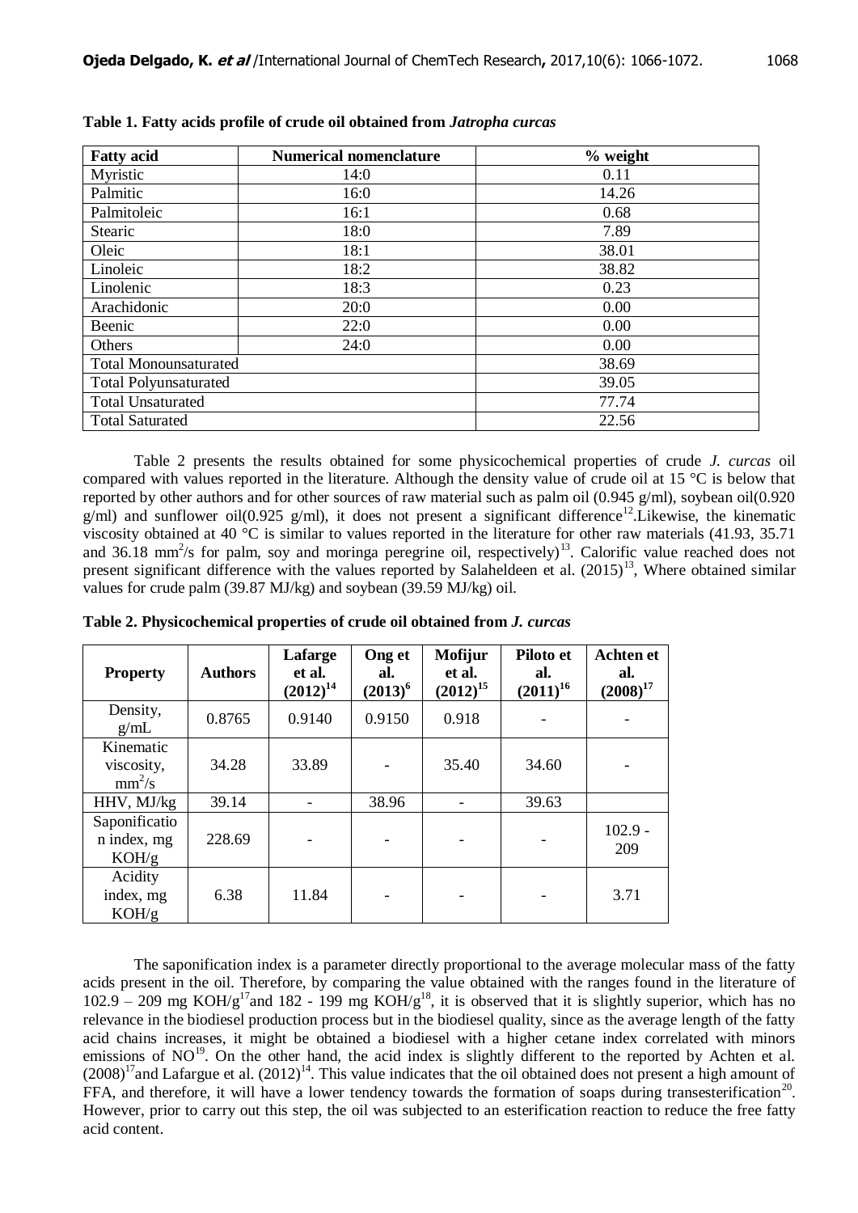**Table 1. Fatty acids profile of crude oil obtained from *Jatropha curcas***

| Fatty acid | Numerical nomenclature | % weight |
|---|---|---|
| Myristic | 14:0 | 0.11 |
| Palmitic | 16:0 | 14.26 |
| Palmitoleic | 16:1 | 0.68 |
| Stearic | 18:0 | 7.89 |
| Oleic | 18:1 | 38.01 |
| Linoleic | 18:2 | 38.82 |
| Linolenic | 18:3 | 0.23 |
| Arachidonic | 20:0 | 0.00 |
| Beenic | 22:0 | 0.00 |
| Others | 24:0 | 0.00 |
| Total Monounsaturated | | 38.69 |
| Total Polyunsaturated | | 39.05 |
| Total Unsaturated | | 77.74 |
| Total Saturated | | 22.56 |

Table 2 presents the results obtained for some physicochemical properties of crude *J. curcas* oil compared with values reported in the literature. Although the density value of crude oil at 15 °C is below that reported by other authors and for other sources of raw material such as palm oil (0.945 g/ml), soybean oil(0.920 g/ml) and sunflower oil(0.925 g/ml), it does not present a significant difference[12].Likewise, the kinematic viscosity obtained at 40 °C is similar to values reported in the literature for other raw materials (41.93, 35.71 and 36.18 $mm^2/s$ for palm, soy and moringa peregrine oil, respectively)[13]. Calorific value reached does not present significant difference with the values reported by Salaheldeen et al. (2015)[13], Where obtained similar values for crude palm (39.87 MJ/kg) and soybean (39.59 MJ/kg) oil.

**Table 2. Physicochemical properties of crude oil obtained from *J. curcas***

| Property | Authors | Lafarge et al. (2012)[14] | Ong et al. (2013)[6] | Mofijur et al. (2012)[15] | Piloto et al. (2011)[16] | Achten et al. (2008)[17] |
|---|---|---|---|---|---|---|
| Density, g/mL | 0.8765 | 0.9140 | 0.9150 | 0.918 | - | - |
| Kinematic viscosity, $mm^2/s$ | 34.28 | 33.89 | - | 35.40 | 34.60 | - |
| HHV, MJ/kg | 39.14 | - | 38.96 | - | 39.63 | |
| Saponification index, mg KOH/g | 228.69 | - | - | - | - | 102.9 - 209 |
| Acidity index, mg KOH/g | 6.38 | 11.84 | - | - | - | 3.71 |

The saponification index is a parameter directly proportional to the average molecular mass of the fatty acids present in the oil. Therefore, by comparing the value obtained with the ranges found in the literature of 102.9 – 209 mg KOH/g[17]and 182 - 199 mg KOH/g[18], it is observed that it is slightly superior, which has no relevance in the biodiesel production process but in the biodiesel quality, since as the average length of the fatty acid chains increases, it might be obtained a biodiesel with a higher cetane index correlated with minors emissions of NO[19]. On the other hand, the acid index is slightly different to the reported by Achten et al. (2008)[17]and Lafargue et al. (2012)[14]. This value indicates that the oil obtained does not present a high amount of FFA, and therefore, it will have a lower tendency towards the formation of soaps during transesterification[20]. However, prior to carry out this step, the oil was subjected to an esterification reaction to reduce the free fatty acid content.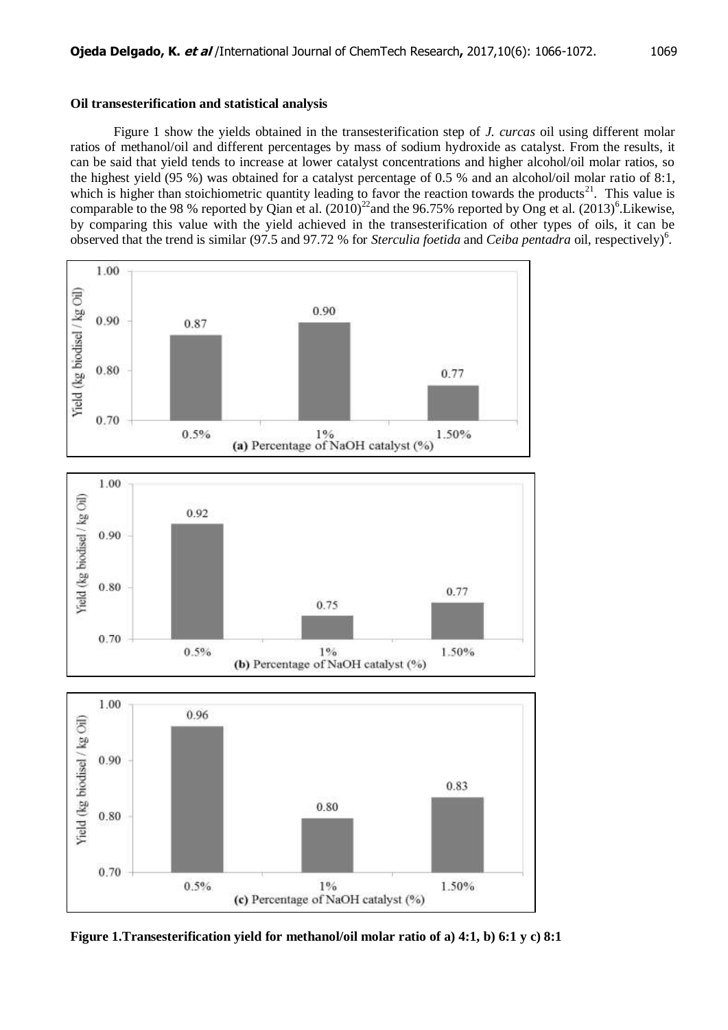**Oil transesterification and statistical analysis**

Figure 1 show the yields obtained in the transesterification step of *J. curcas* oil using different molar ratios of methanol/oil and different percentages by mass of sodium hydroxide as catalyst. From the results, it can be said that yield tends to increase at lower catalyst concentrations and higher alcohol/oil molar ratios, so the highest yield (95 %) was obtained for a catalyst percentage of 0.5 % and an alcohol/oil molar ratio of 8:1, which is higher than stoichiometric quantity leading to favor the reaction towards the products[21]. This value is comparable to the 98 % reported by Qian et al. (2010)[22] and the 96.75% reported by Ong et al. (2013)[6]. Likewise, by comparing this value with the yield achieved in the transesterification of other types of oils, it can be observed that the trend is similar (97.5 and 97.72 % for *Sterculia foetida* and *Ceiba pentadra* oil, respectively)[6].

**Figure 1. Transesterification yield for methanol/oil molar ratio of a) 4:1, b) 6:1 y c) 8:1**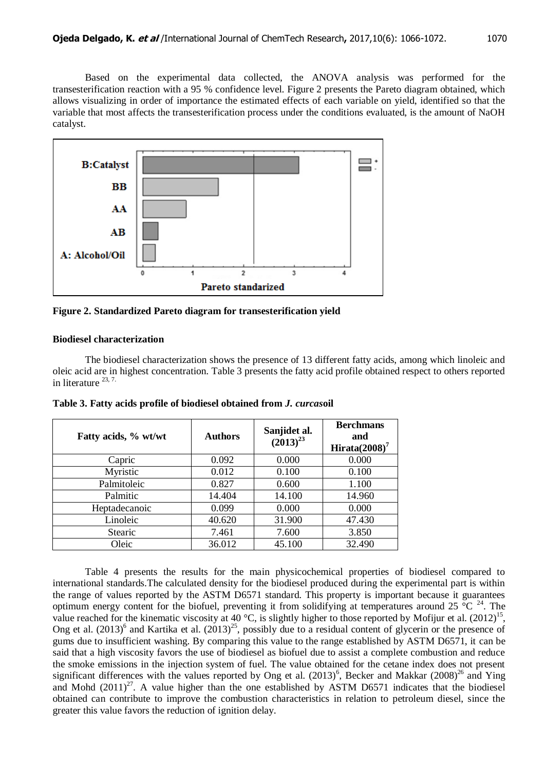Based on the experimental data collected, the ANOVA analysis was performed for the transesterification reaction with a 95 % confidence level. Figure 2 presents the Pareto diagram obtained, which allows visualizing in order of importance the estimated effects of each variable on yield, identified so that the variable that most affects the transesterification process under the conditions evaluated, is the amount of NaOH catalyst.

**Figure 2. Standardized Pareto diagram for transesterification yield**

### Biodiesel characterization

The biodiesel characterization shows the presence of 13 different fatty acids, among which linoleic and oleic acid are in highest concentration. Table 3 presents the fatty acid profile obtained respect to others reported in literature [23, 7].

**Table 3. Fatty acids profile of biodiesel obtained from *J. curcas*oil**

| Fatty acids, % wt/wt | Authors | Sanjidet al. (2013)[23] | Berchmans and Hirata(2008)[7] |
|---|---|---|---|
| Capric | 0.092 | 0.000 | 0.000 |
| Myristic | 0.012 | 0.100 | 0.100 |
| Palmitoleic | 0.827 | 0.600 | 1.100 |
| Palmitic | 14.404 | 14.100 | 14.960 |
| Heptadecanoic | 0.099 | 0.000 | 0.000 |
| Linoleic | 40.620 | 31.900 | 47.430 |
| Stearic | 7.461 | 7.600 | 3.850 |
| Oleic | 36.012 | 45.100 | 32.490 |

Table 4 presents the results for the main physicochemical properties of biodiesel compared to international standards.The calculated density for the biodiesel produced during the experimental part is within the range of values reported by the ASTM D6571 standard. This property is important because it guarantees optimum energy content for the biofuel, preventing it from solidifying at temperatures around 25 °C [24]. The value reached for the kinematic viscosity at 40 °C, is slightly higher to those reported by Mofijur et al. (2012)[15], Ong et al. (2013)[6] and Kartika et al. (2013)[25], possibly due to a residual content of glycerin or the presence of gums due to insufficient washing. By comparing this value to the range established by ASTM D6571, it can be said that a high viscosity favors the use of biodiesel as biofuel due to assist a complete combustion and reduce the smoke emissions in the injection system of fuel. The value obtained for the cetane index does not present significant differences with the values reported by Ong et al. (2013)[6], Becker and Makkar (2008)[26] and Ying and Mohd (2011)[27]. A value higher than the one established by ASTM D6571 indicates that the biodiesel obtained can contribute to improve the combustion characteristics in relation to petroleum diesel, since the greater this value favors the reduction of ignition delay.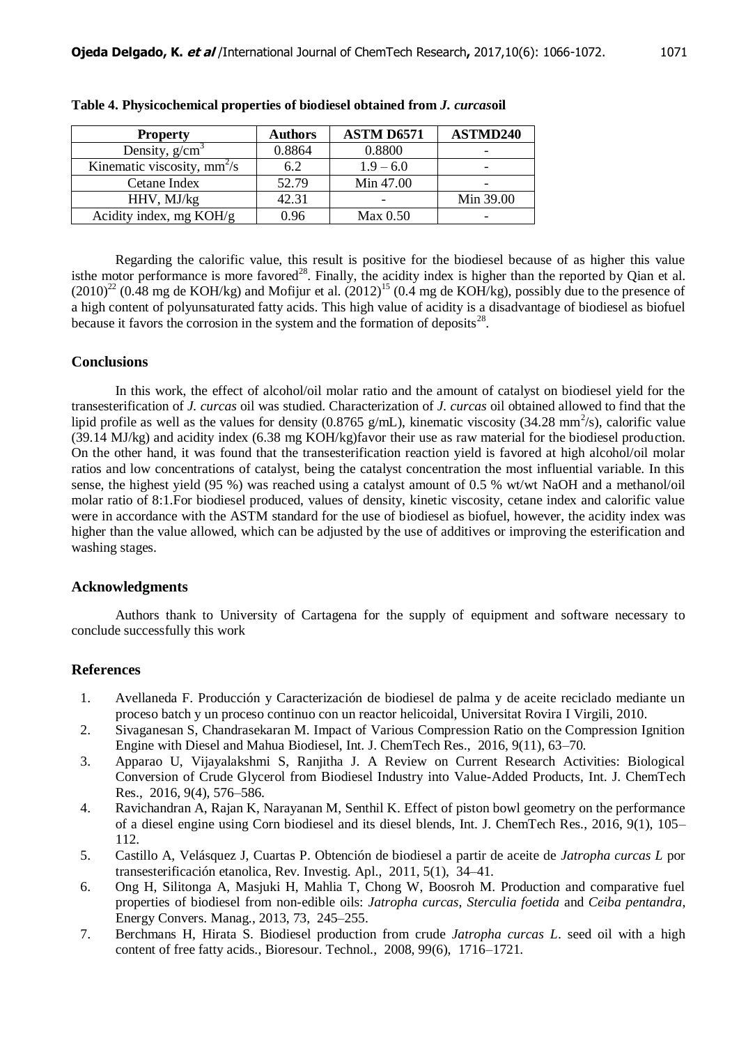**Table 4. Physicochemical properties of biodiesel obtained from *J. curcas* oil**

| Property | Authors | ASTM D6571 | ASTMD240 |
|---|---|---|---|
| Density, $g/cm^3$ | 0.8864 | 0.8800 | - |
| Kinematic viscosity, $mm^2/s$ | 6.2 | 1.9 – 6.0 | - |
| Cetane Index | 52.79 | Min 47.00 | - |
| HHV, MJ/kg | 42.31 | - | Min 39.00 |
| Acidity index, mg KOH/g | 0.96 | Max 0.50 | - |

Regarding the calorific value, this result is positive for the biodiesel because of as higher this value isthe motor performance is more favored[28]. Finally, the acidity index is higher than the reported by Qian et al. (2010)[22] (0.48 mg de KOH/kg) and Mofijur et al. (2012)[15] (0.4 mg de KOH/kg), possibly due to the presence of a high content of polyunsaturated fatty acids. This high value of acidity is a disadvantage of biodiesel as biofuel because it favors the corrosion in the system and the formation of deposits[28].

## Conclusions

In this work, the effect of alcohol/oil molar ratio and the amount of catalyst on biodiesel yield for the transesterification of *J. curcas* oil was studied. Characterization of *J. curcas* oil obtained allowed to find that the lipid profile as well as the values for density (0.8765 g/mL), kinematic viscosity (34.28 $mm^2/s$), calorific value (39.14 MJ/kg) and acidity index (6.38 mg KOH/kg)favor their use as raw material for the biodiesel production. On the other hand, it was found that the transesterification reaction yield is favored at high alcohol/oil molar ratios and low concentrations of catalyst, being the catalyst concentration the most influential variable. In this sense, the highest yield (95 %) was reached using a catalyst amount of 0.5 % wt/wt NaOH and a methanol/oil molar ratio of 8:1.For biodiesel produced, values of density, kinetic viscosity, cetane index and calorific value were in accordance with the ASTM standard for the use of biodiesel as biofuel, however, the acidity index was higher than the value allowed, which can be adjusted by the use of additives or improving the esterification and washing stages.

## Acknowledgments

Authors thank to University of Cartagena for the supply of equipment and software necessary to conclude successfully this work

## References

1. Avellaneda F. Producción y Caracterización de biodiesel de palma y de aceite reciclado mediante un proceso batch y un proceso continuo con un reactor helicoidal, Universitat Rovira I Virgili, 2010.
2. Sivaganesan S, Chandrasekaran M. Impact of Various Compression Ratio on the Compression Ignition Engine with Diesel and Mahua Biodiesel, Int. J. ChemTech Res., 2016, 9(11), 63–70.
3. Apparao U, Vijayalakshmi S, Ranjitha J. A Review on Current Research Activities: Biological Conversion of Crude Glycerol from Biodiesel Industry into Value-Added Products, Int. J. ChemTech Res., 2016, 9(4), 576–586.
4. Ravichandran A, Rajan K, Narayanan M, Senthil K. Effect of piston bowl geometry on the performance of a diesel engine using Corn biodiesel and its diesel blends, Int. J. ChemTech Res., 2016, 9(1), 105–112.
5. Castillo A, Velásquez J, Cuartas P. Obtención de biodiesel a partir de aceite de *Jatropha curcas L* por transesterificación etanolica, Rev. Investig. Apl., 2011, 5(1), 34–41.
6. Ong H, Silitonga A, Masjuki H, Mahlia T, Chong W, Boosroh M. Production and comparative fuel properties of biodiesel from non-edible oils: *Jatropha curcas*, *Sterculia foetida* and *Ceiba pentandra*, Energy Convers. Manag., 2013, 73, 245–255.
7. Berchmans H, Hirata S. Biodiesel production from crude *Jatropha curcas L*. seed oil with a high content of free fatty acids., Bioresour. Technol., 2008, 99(6), 1716–1721.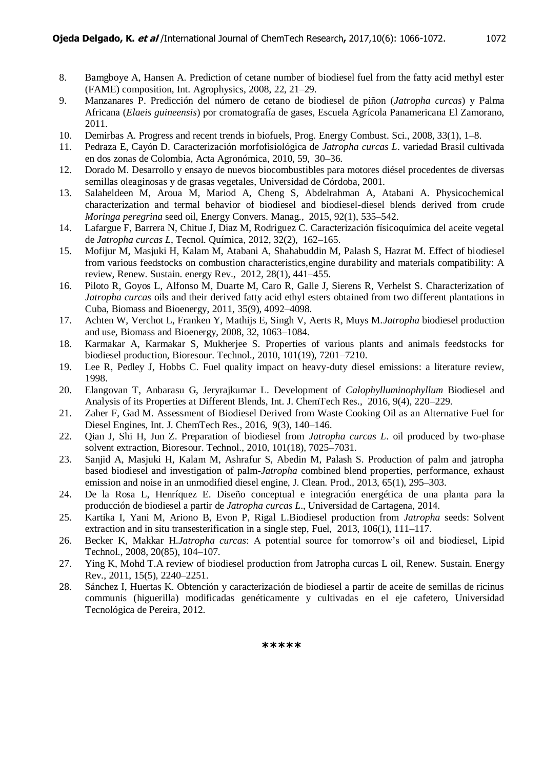8. Bamgboye A, Hansen A. Prediction of cetane number of biodiesel fuel from the fatty acid methyl ester (FAME) composition, Int. Agrophysics, 2008, 22, 21–29.
9. Manzanares P. Predicción del número de cetano de biodiesel de piñon (*Jatropha curcas*) y Palma Africana (*Elaeis guineensis*) por cromatografía de gases, Escuela Agrícola Panamericana El Zamorano, 2011.
10. Demirbas A. Progress and recent trends in biofuels, Prog. Energy Combust. Sci., 2008, 33(1), 1–8.
11. Pedraza E, Cayón D. Caracterización morfofisiológica de *Jatropha curcas L*. variedad Brasil cultivada en dos zonas de Colombia, Acta Agronómica, 2010, 59, 30–36.
12. Dorado M. Desarrollo y ensayo de nuevos biocombustibles para motores diésel procedentes de diversas semillas oleaginosas y de grasas vegetales, Universidad de Córdoba, 2001.
13. Salaheldeen M, Aroua M, Mariod A, Cheng S, Abdelrahman A, Atabani A. Physicochemical characterization and termal behavior of biodiesel and biodiesel-diesel blends derived from crude *Moringa peregrina* seed oil, Energy Convers. Manag., 2015, 92(1), 535–542.
14. Lafargue F, Barrera N, Chitue J, Diaz M, Rodriguez C. Caracterización físicoquímica del aceite vegetal de *Jatropha curcas L*, Tecnol. Química, 2012, 32(2), 162–165.
15. Mofijur M, Masjuki H, Kalam M, Atabani A, Shahabuddin M, Palash S, Hazrat M. Effect of biodiesel from various feedstocks on combustion characteristics,engine durability and materials compatibility: A review, Renew. Sustain. energy Rev., 2012, 28(1), 441–455.
16. Piloto R, Goyos L, Alfonso M, Duarte M, Caro R, Galle J, Sierens R, Verhelst S. Characterization of *Jatropha curcas* oils and their derived fatty acid ethyl esters obtained from two different plantations in Cuba, Biomass and Bioenergy, 2011, 35(9), 4092–4098.
17. Achten W, Verchot L, Franken Y, Mathijs E, Singh V, Aerts R, Muys M.*Jatropha* biodiesel production and use, Biomass and Bioenergy, 2008, 32, 1063–1084.
18. Karmakar A, Karmakar S, Mukherjee S. Properties of various plants and animals feedstocks for biodiesel production, Bioresour. Technol., 2010, 101(19), 7201–7210.
19. Lee R, Pedley J, Hobbs C. Fuel quality impact on heavy-duty diesel emissions: a literature review, 1998.
20. Elangovan T, Anbarasu G, Jeryrajkumar L. Development of *Calophylluminophyllum* Biodiesel and Analysis of its Properties at Different Blends, Int. J. ChemTech Res., 2016, 9(4), 220–229.
21. Zaher F, Gad M. Assessment of Biodiesel Derived from Waste Cooking Oil as an Alternative Fuel for Diesel Engines, Int. J. ChemTech Res., 2016, 9(3), 140–146.
22. Qian J, Shi H, Jun Z. Preparation of biodiesel from *Jatropha curcas L*. oil produced by two-phase solvent extraction, Bioresour. Technol., 2010, 101(18), 7025–7031.
23. Sanjid A, Masjuki H, Kalam M, Ashrafur S, Abedin M, Palash S. Production of palm and jatropha based biodiesel and investigation of palm-*Jatropha* combined blend properties, performance, exhaust emission and noise in an unmodified diesel engine, J. Clean. Prod., 2013, 65(1), 295–303.
24. De la Rosa L, Henríquez E. Diseño conceptual e integración energética de una planta para la producción de biodiesel a partir de *Jatropha curcas L*., Universidad de Cartagena, 2014.
25. Kartika I, Yani M, Ariono B, Evon P, Rigal L.Biodiesel production from *Jatropha* seeds: Solvent extraction and in situ transesterification in a single step, Fuel, 2013, 106(1), 111–117.
26. Becker K, Makkar H.*Jatropha curcas*: A potential source for tomorrow's oil and biodiesel, Lipid Technol., 2008, 20(85), 104–107.
27. Ying K, Mohd T.A review of biodiesel production from Jatropha curcas L oil, Renew. Sustain. Energy Rev., 2011, 15(5), 2240–2251.
28. Sánchez I, Huertas K. Obtención y caracterización de biodiesel a partir de aceite de semillas de ricinus communis (higuerilla) modificadas genéticamente y cultivadas en el eje cafetero, Universidad Tecnológica de Pereira, 2012.

*****